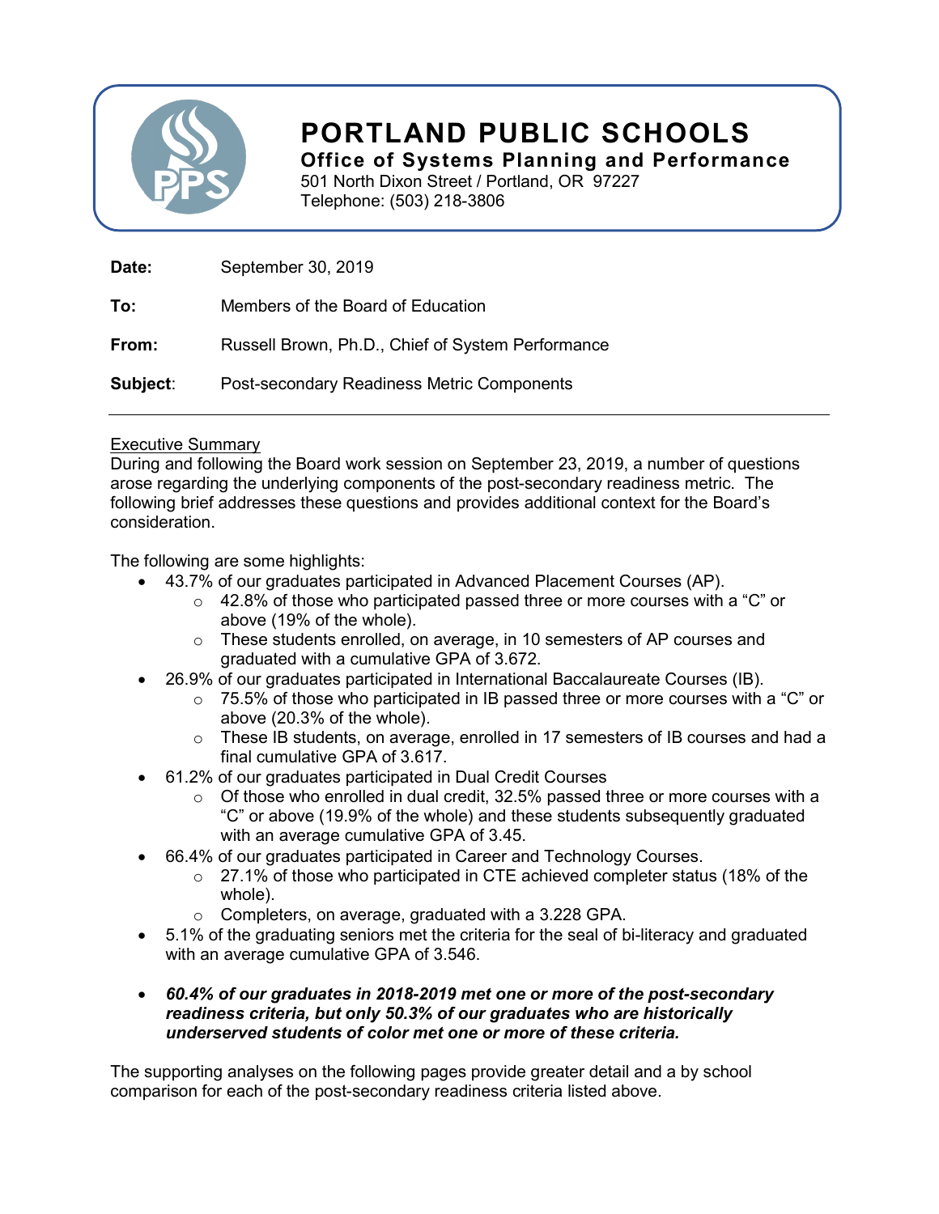# PORTLAND PUBLIC SCHOOLS

## Office of Systems Planning and Performance

501 North Dixon Street / Portland, OR 97227
Telephone: (503) 218-3806

**Date:** September 30, 2019

**To:** Members of the Board of Education

**From:** Russell Brown, Ph.D., Chief of System Performance

**Subject:** Post-secondary Readiness Metric Components

---

Executive Summary

During and following the Board work session on September 23, 2019, a number of questions arose regarding the underlying components of the post-secondary readiness metric. The following brief addresses these questions and provides additional context for the Board's consideration.

The following are some highlights:

- 43.7% of our graduates participated in Advanced Placement Courses (AP).
  - 42.8% of those who participated passed three or more courses with a "C" or above (19% of the whole).
  - These students enrolled, on average, in 10 semesters of AP courses and graduated with a cumulative GPA of 3.672.
- 26.9% of our graduates participated in International Baccalaureate Courses (IB).
  - 75.5% of those who participated in IB passed three or more courses with a "C" or above (20.3% of the whole).
  - These IB students, on average, enrolled in 17 semesters of IB courses and had a final cumulative GPA of 3.617.
- 61.2% of our graduates participated in Dual Credit Courses
  - Of those who enrolled in dual credit, 32.5% passed three or more courses with a "C" or above (19.9% of the whole) and these students subsequently graduated with an average cumulative GPA of 3.45.
- 66.4% of our graduates participated in Career and Technology Courses.
  - 27.1% of those who participated in CTE achieved completer status (18% of the whole).
  - Completers, on average, graduated with a 3.228 GPA.
- 5.1% of the graduating seniors met the criteria for the seal of bi-literacy and graduated with an average cumulative GPA of 3.546.
- ***60.4% of our graduates in 2018-2019 met one or more of the post-secondary readiness criteria, but only 50.3% of our graduates who are historically underserved students of color met one or more of these criteria.***

The supporting analyses on the following pages provide greater detail and a by school comparison for each of the post-secondary readiness criteria listed above.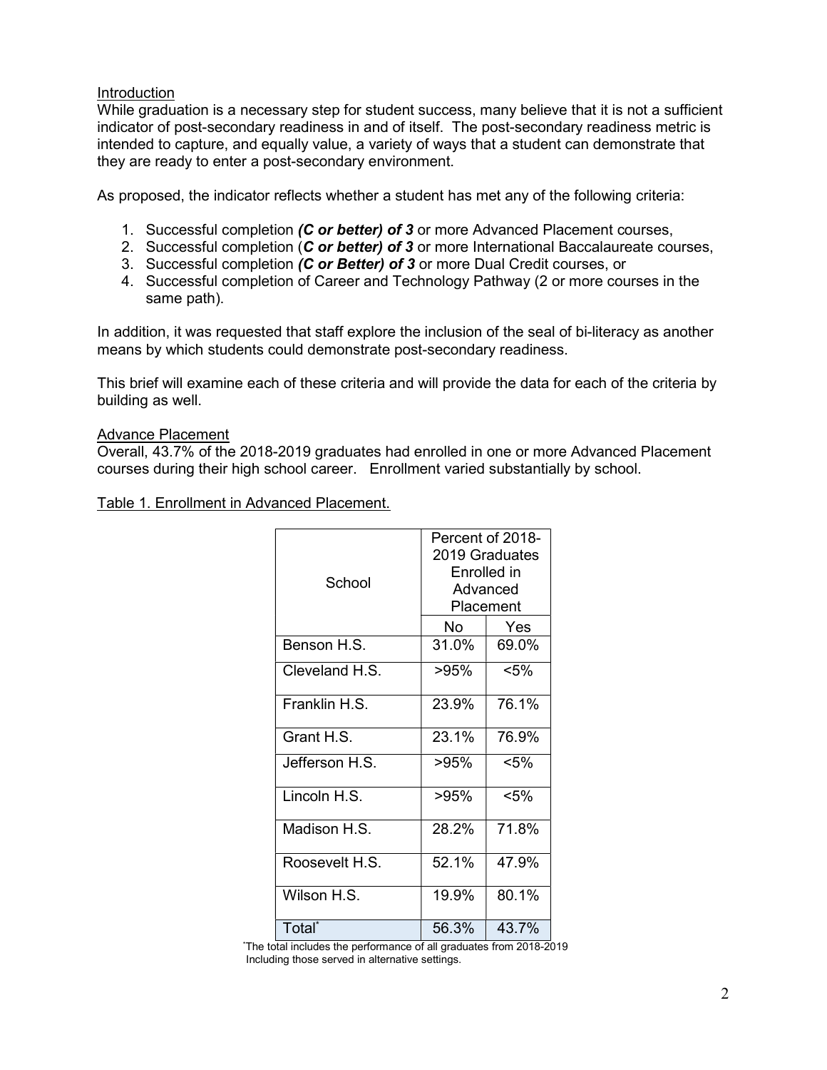Introduction

While graduation is a necessary step for student success, many believe that it is not a sufficient indicator of post-secondary readiness in and of itself. The post-secondary readiness metric is intended to capture, and equally value, a variety of ways that a student can demonstrate that they are ready to enter a post-secondary environment.

As proposed, the indicator reflects whether a student has met any of the following criteria:

1. Successful completion ***(C or better) of 3*** or more Advanced Placement courses,
2. Successful completion (***C or better) of 3*** or more International Baccalaureate courses,
3. Successful completion ***(C or Better) of 3*** or more Dual Credit courses, or
4. Successful completion of Career and Technology Pathway (2 or more courses in the same path).

In addition, it was requested that staff explore the inclusion of the seal of bi-literacy as another means by which students could demonstrate post-secondary readiness.

This brief will examine each of these criteria and will provide the data for each of the criteria by building as well.

Advance Placement

Overall, 43.7% of the 2018-2019 graduates had enrolled in one or more Advanced Placement courses during their high school career. Enrollment varied substantially by school.

Table 1. Enrollment in Advanced Placement.

| School | Percent of 2018-2019 Graduates Enrolled in Advanced Placement | |
|---|---|---|
| | No | Yes |
| Benson H.S. | 31.0% | 69.0% |
| Cleveland H.S. | >95% | <5% |
| Franklin H.S. | 23.9% | 76.1% |
| Grant H.S. | 23.1% | 76.9% |
| Jefferson H.S. | >95% | <5% |
| Lincoln H.S. | >95% | <5% |
| Madison H.S. | 28.2% | 71.8% |
| Roosevelt H.S. | 52.1% | 47.9% |
| Wilson H.S. | 19.9% | 80.1% |
| Total* | 56.3% | 43.7% |

*The total includes the performance of all graduates from 2018-2019 Including those served in alternative settings.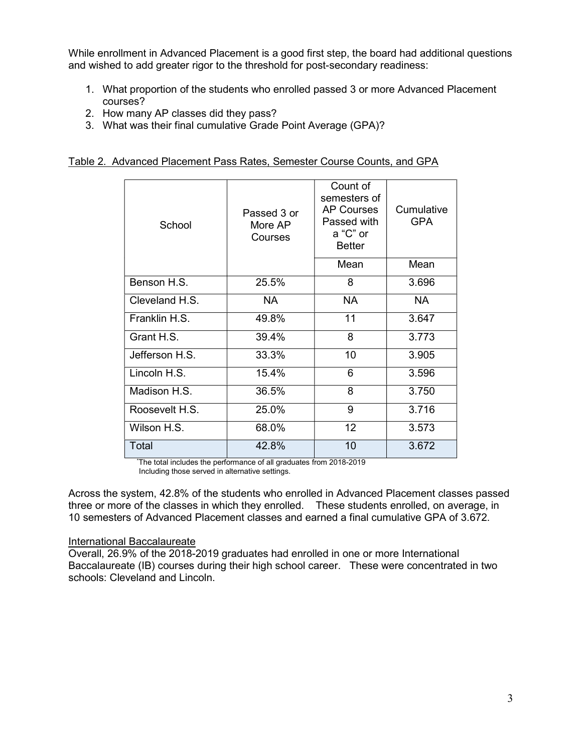While enrollment in Advanced Placement is a good first step, the board had additional questions and wished to add greater rigor to the threshold for post-secondary readiness:

1. What proportion of the students who enrolled passed 3 or more Advanced Placement courses?
2. How many AP classes did they pass?
3. What was their final cumulative Grade Point Average (GPA)?

Table 2. Advanced Placement Pass Rates, Semester Course Counts, and GPA

| School | Passed 3 or More AP Courses | Count of semesters of AP Courses Passed with a "C" or Better | Cumulative GPA |
|---|---|---|---|
| | | Mean | Mean |
| Benson H.S. | 25.5% | 8 | 3.696 |
| Cleveland H.S. | NA | NA | NA |
| Franklin H.S. | 49.8% | 11 | 3.647 |
| Grant H.S. | 39.4% | 8 | 3.773 |
| Jefferson H.S. | 33.3% | 10 | 3.905 |
| Lincoln H.S. | 15.4% | 6 | 3.596 |
| Madison H.S. | 36.5% | 8 | 3.750 |
| Roosevelt H.S. | 25.0% | 9 | 3.716 |
| Wilson H.S. | 68.0% | 12 | 3.573 |
| Total | 42.8% | 10 | 3.672 |

*The total includes the performance of all graduates from 2018-2019 Including those served in alternative settings.

Across the system, 42.8% of the students who enrolled in Advanced Placement classes passed three or more of the classes in which they enrolled. These students enrolled, on average, in 10 semesters of Advanced Placement classes and earned a final cumulative GPA of 3.672.

International Baccalaureate

Overall, 26.9% of the 2018-2019 graduates had enrolled in one or more International Baccalaureate (IB) courses during their high school career. These were concentrated in two schools: Cleveland and Lincoln.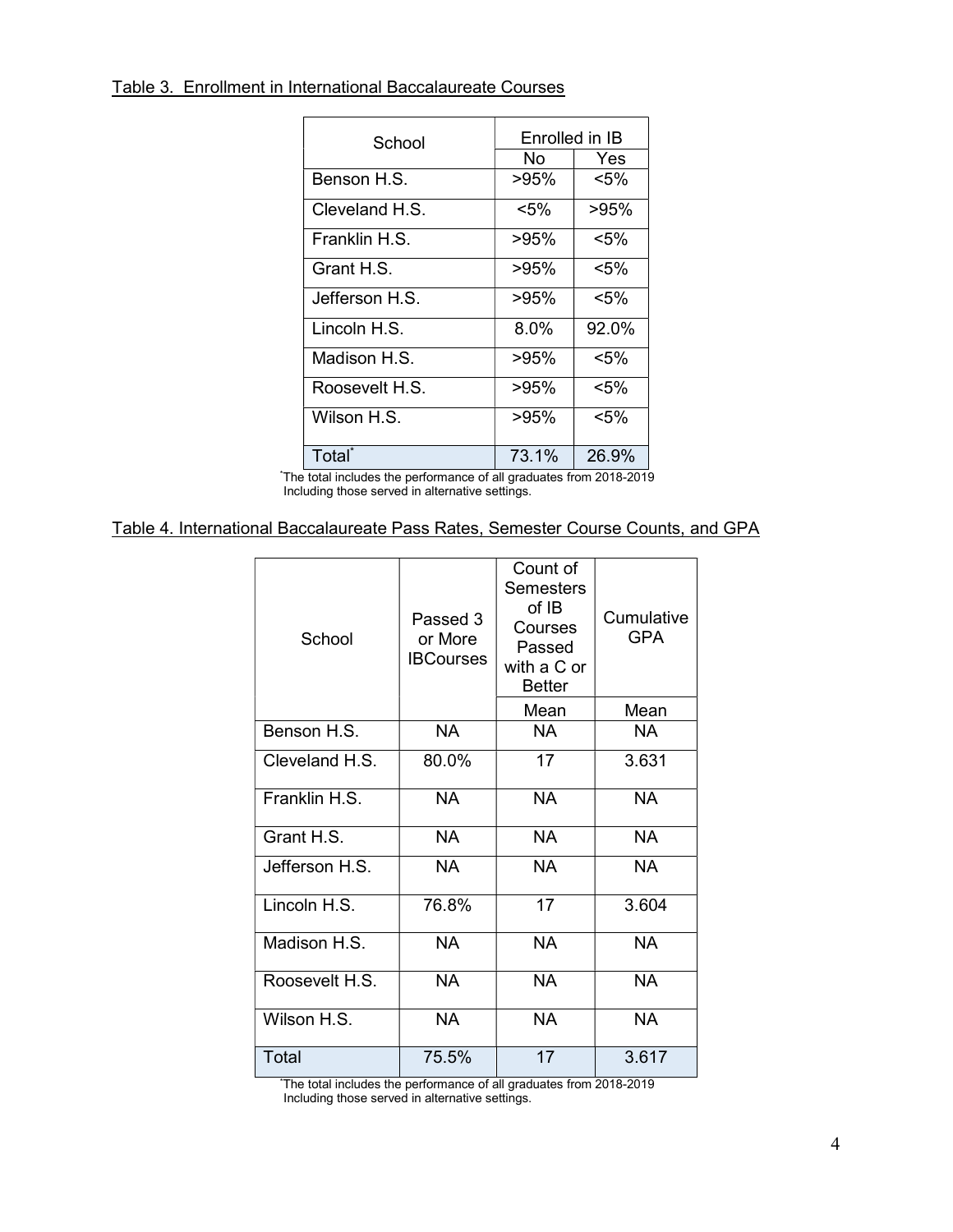Table 3. Enrollment in International Baccalaureate Courses

| School | Enrolled in IB | |
|---|---|---|
| | No | Yes |
| Benson H.S. | >95% | <5% |
| Cleveland H.S. | <5% | >95% |
| Franklin H.S. | >95% | <5% |
| Grant H.S. | >95% | <5% |
| Jefferson H.S. | >95% | <5% |
| Lincoln H.S. | 8.0% | 92.0% |
| Madison H.S. | >95% | <5% |
| Roosevelt H.S. | >95% | <5% |
| Wilson H.S. | >95% | <5% |
| Total* | 73.1% | 26.9% |

*The total includes the performance of all graduates from 2018-2019 Including those served in alternative settings.

Table 4. International Baccalaureate Pass Rates, Semester Course Counts, and GPA

| School | Passed 3 or More IBCourses | Count of Semesters of IB Courses Passed with a C or Better | Cumulative GPA |
|---|---|---|---|
| | | Mean | Mean |
| Benson H.S. | NA | NA | NA |
| Cleveland H.S. | 80.0% | 17 | 3.631 |
| Franklin H.S. | NA | NA | NA |
| Grant H.S. | NA | NA | NA |
| Jefferson H.S. | NA | NA | NA |
| Lincoln H.S. | 76.8% | 17 | 3.604 |
| Madison H.S. | NA | NA | NA |
| Roosevelt H.S. | NA | NA | NA |
| Wilson H.S. | NA | NA | NA |
| Total | 75.5% | 17 | 3.617 |

*The total includes the performance of all graduates from 2018-2019 Including those served in alternative settings.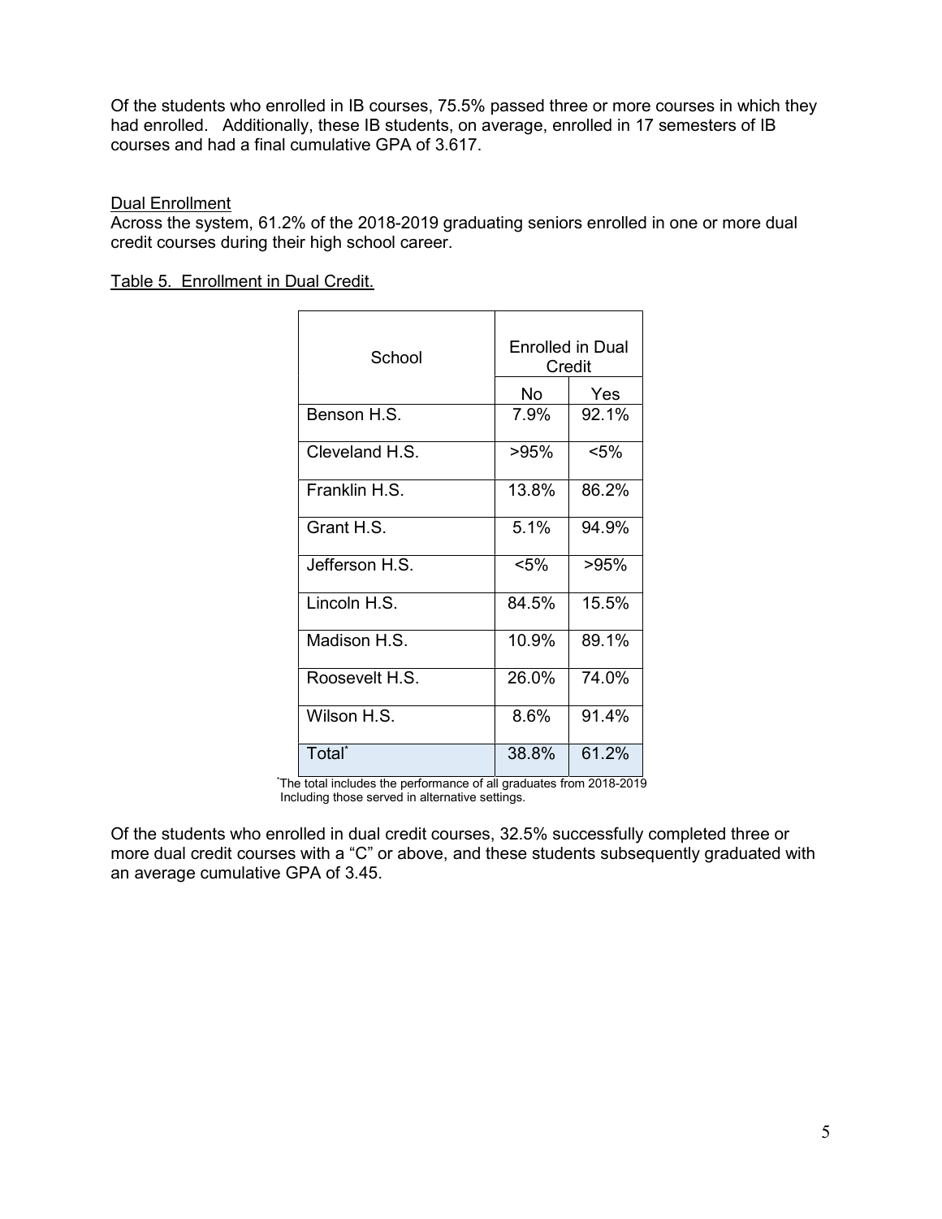Of the students who enrolled in IB courses, 75.5% passed three or more courses in which they had enrolled. Additionally, these IB students, on average, enrolled in 17 semesters of IB courses and had a final cumulative GPA of 3.617.

Dual Enrollment

Across the system, 61.2% of the 2018-2019 graduating seniors enrolled in one or more dual credit courses during their high school career.

Table 5. Enrollment in Dual Credit.

| School | Enrolled in Dual Credit | |
|---|---|---|
| | No | Yes |
| Benson H.S. | 7.9% | 92.1% |
| Cleveland H.S. | >95% | <5% |
| Franklin H.S. | 13.8% | 86.2% |
| Grant H.S. | 5.1% | 94.9% |
| Jefferson H.S. | <5% | >95% |
| Lincoln H.S. | 84.5% | 15.5% |
| Madison H.S. | 10.9% | 89.1% |
| Roosevelt H.S. | 26.0% | 74.0% |
| Wilson H.S. | 8.6% | 91.4% |
| Total* | 38.8% | 61.2% |

*The total includes the performance of all graduates from 2018-2019 Including those served in alternative settings.

Of the students who enrolled in dual credit courses, 32.5% successfully completed three or more dual credit courses with a "C" or above, and these students subsequently graduated with an average cumulative GPA of 3.45.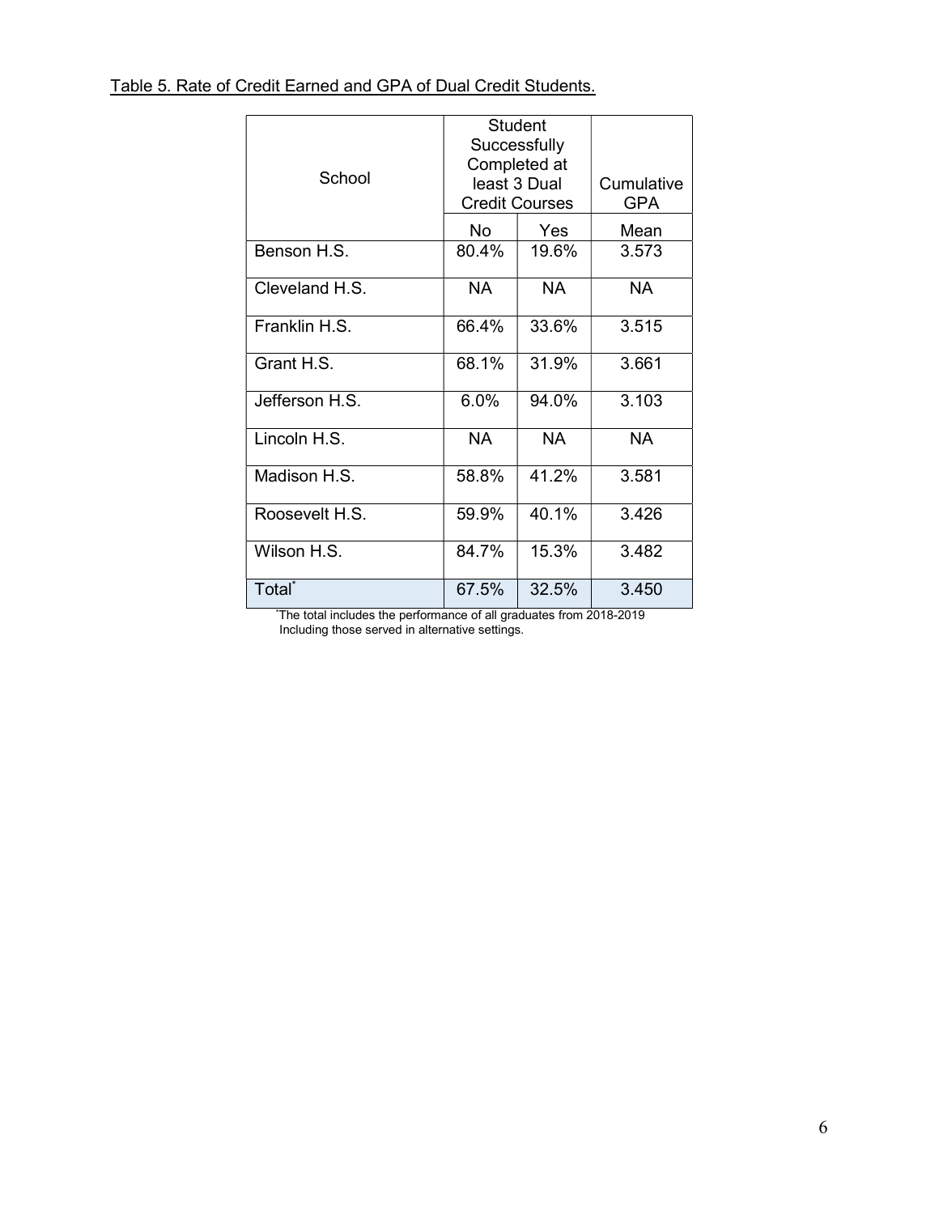Table 5. Rate of Credit Earned and GPA of Dual Credit Students.

| School | Student Successfully Completed at least 3 Dual Credit Courses | | Cumulative GPA |
|---|---|---|---|
| | No | Yes | Mean |
| Benson H.S. | 80.4% | 19.6% | 3.573 |
| Cleveland H.S. | NA | NA | NA |
| Franklin H.S. | 66.4% | 33.6% | 3.515 |
| Grant H.S. | 68.1% | 31.9% | 3.661 |
| Jefferson H.S. | 6.0% | 94.0% | 3.103 |
| Lincoln H.S. | NA | NA | NA |
| Madison H.S. | 58.8% | 41.2% | 3.581 |
| Roosevelt H.S. | 59.9% | 40.1% | 3.426 |
| Wilson H.S. | 84.7% | 15.3% | 3.482 |
| Total* | 67.5% | 32.5% | 3.450 |

*The total includes the performance of all graduates from 2018-2019 Including those served in alternative settings.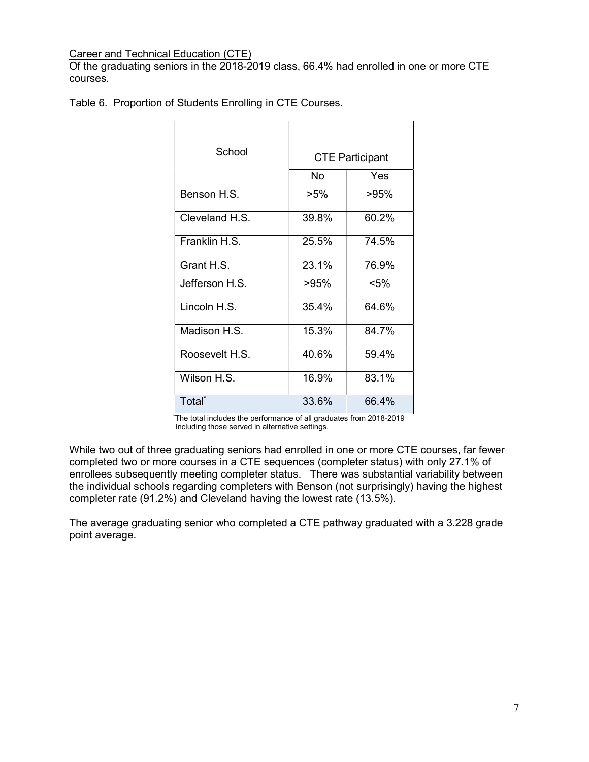Career and Technical Education (CTE)

Of the graduating seniors in the 2018-2019 class, 66.4% had enrolled in one or more CTE courses.

Table 6. Proportion of Students Enrolling in CTE Courses.

| School | CTE Participant | |
|---|---|---|
| | No | Yes |
| Benson H.S. | >5% | >95% |
| Cleveland H.S. | 39.8% | 60.2% |
| Franklin H.S. | 25.5% | 74.5% |
| Grant H.S. | 23.1% | 76.9% |
| Jefferson H.S. | >95% | <5% |
| Lincoln H.S. | 35.4% | 64.6% |
| Madison H.S. | 15.3% | 84.7% |
| Roosevelt H.S. | 40.6% | 59.4% |
| Wilson H.S. | 16.9% | 83.1% |
| Total* | 33.6% | 66.4% |

*The total includes the performance of all graduates from 2018-2019 Including those served in alternative settings.

While two out of three graduating seniors had enrolled in one or more CTE courses, far fewer completed two or more courses in a CTE sequences (completer status) with only 27.1% of enrollees subsequently meeting completer status. There was substantial variability between the individual schools regarding completers with Benson (not surprisingly) having the highest completer rate (91.2%) and Cleveland having the lowest rate (13.5%).

The average graduating senior who completed a CTE pathway graduated with a 3.228 grade point average.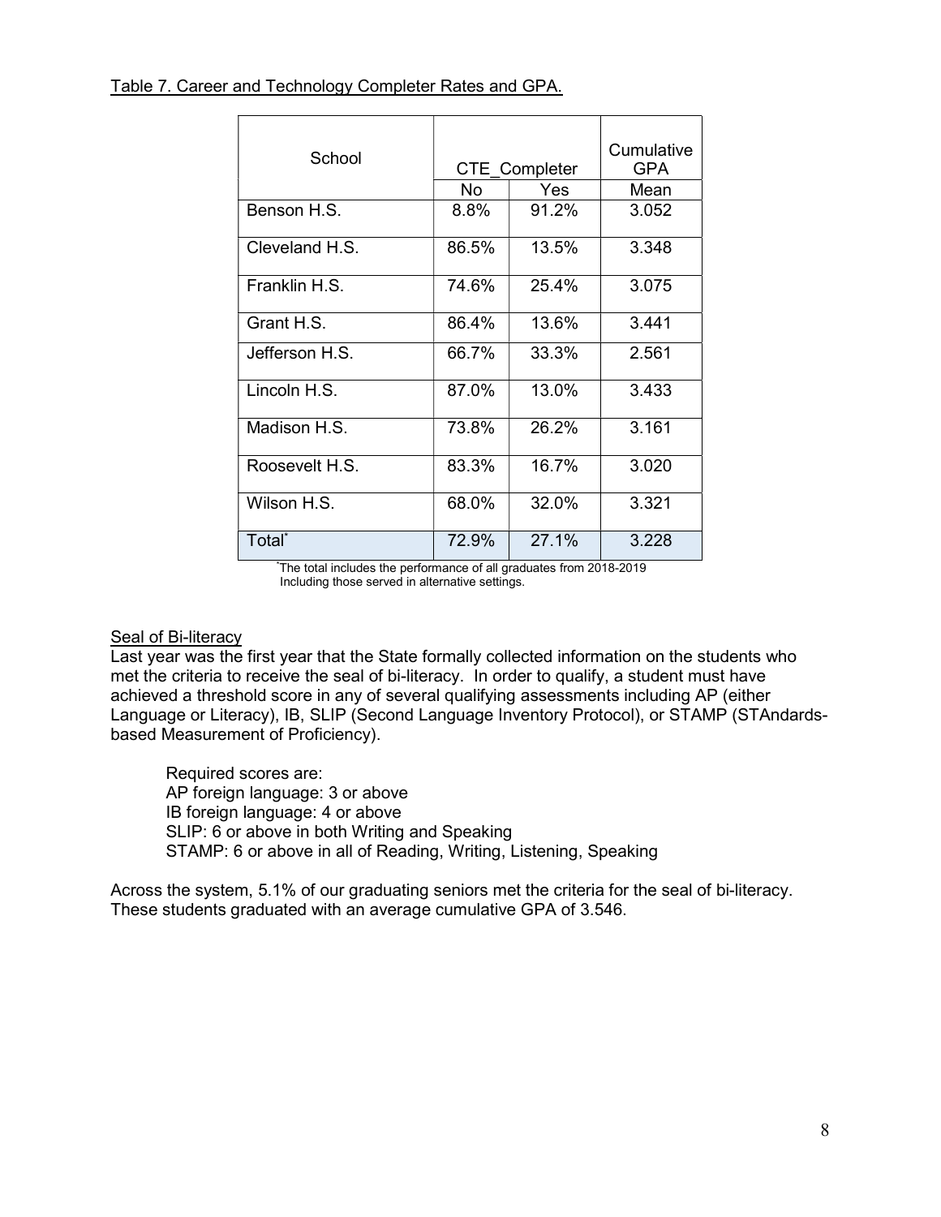Table 7. Career and Technology Completer Rates and GPA.

| School | CTE_Completer | | Cumulative GPA |
|---|---|---|---|
| | No | Yes | Mean |
| Benson H.S. | 8.8% | 91.2% | 3.052 |
| Cleveland H.S. | 86.5% | 13.5% | 3.348 |
| Franklin H.S. | 74.6% | 25.4% | 3.075 |
| Grant H.S. | 86.4% | 13.6% | 3.441 |
| Jefferson H.S. | 66.7% | 33.3% | 2.561 |
| Lincoln H.S. | 87.0% | 13.0% | 3.433 |
| Madison H.S. | 73.8% | 26.2% | 3.161 |
| Roosevelt H.S. | 83.3% | 16.7% | 3.020 |
| Wilson H.S. | 68.0% | 32.0% | 3.321 |
| Total* | 72.9% | 27.1% | 3.228 |

*The total includes the performance of all graduates from 2018-2019 Including those served in alternative settings.

Seal of Bi-literacy

Last year was the first year that the State formally collected information on the students who met the criteria to receive the seal of bi-literacy. In order to qualify, a student must have achieved a threshold score in any of several qualifying assessments including AP (either Language or Literacy), IB, SLIP (Second Language Inventory Protocol), or STAMP (STAndards-based Measurement of Proficiency).

Required scores are:
AP foreign language: 3 or above
IB foreign language: 4 or above
SLIP: 6 or above in both Writing and Speaking
STAMP: 6 or above in all of Reading, Writing, Listening, Speaking

Across the system, 5.1% of our graduating seniors met the criteria for the seal of bi-literacy. These students graduated with an average cumulative GPA of 3.546.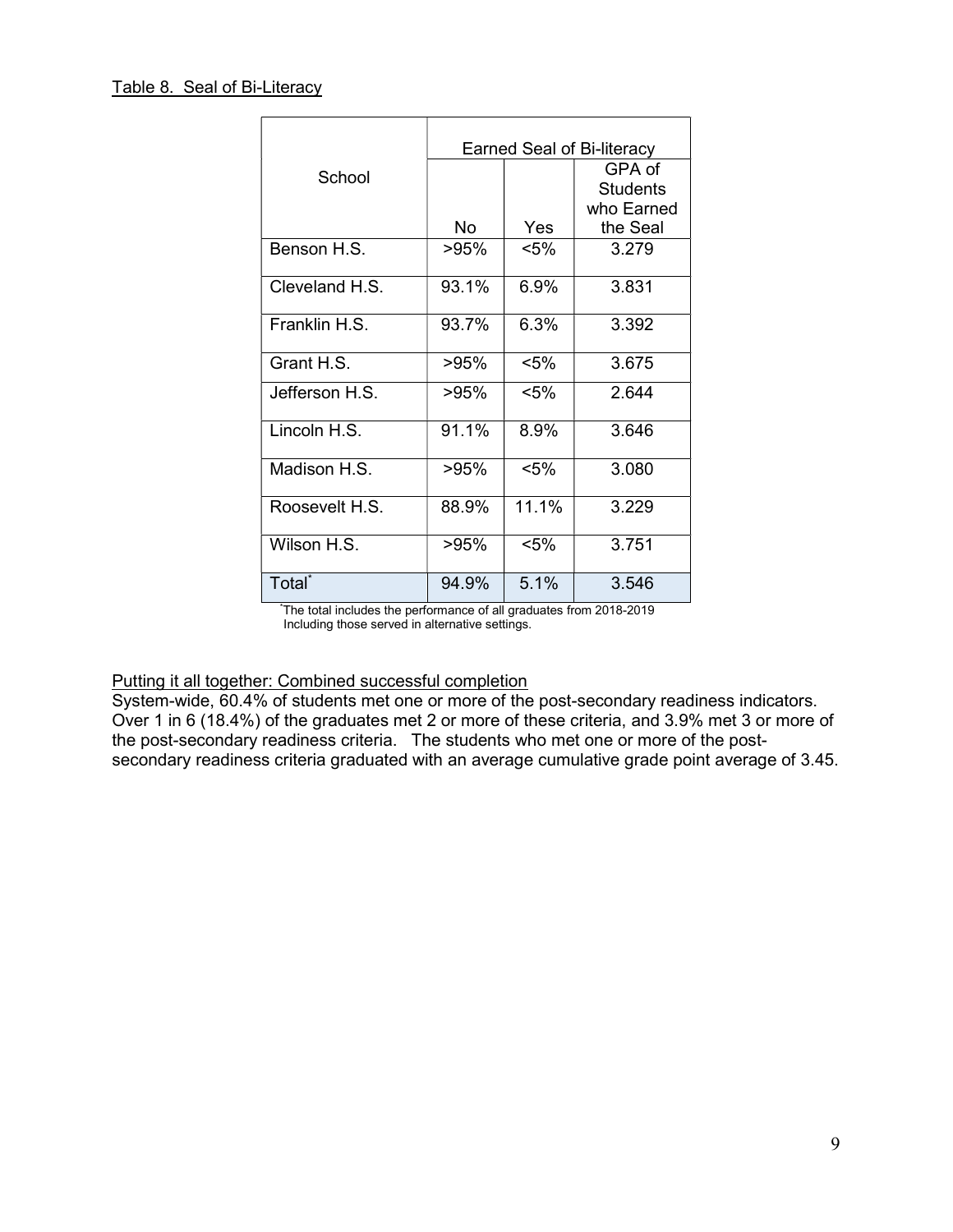Table 8. Seal of Bi-Literacy

| School | Earned Seal of Bi-literacy | | |
|---|---|---|---|
| | No | Yes | GPA of Students who Earned the Seal |
| Benson H.S. | >95% | <5% | 3.279 |
| Cleveland H.S. | 93.1% | 6.9% | 3.831 |
| Franklin H.S. | 93.7% | 6.3% | 3.392 |
| Grant H.S. | >95% | <5% | 3.675 |
| Jefferson H.S. | >95% | <5% | 2.644 |
| Lincoln H.S. | 91.1% | 8.9% | 3.646 |
| Madison H.S. | >95% | <5% | 3.080 |
| Roosevelt H.S. | 88.9% | 11.1% | 3.229 |
| Wilson H.S. | >95% | <5% | 3.751 |
| Total* | 94.9% | 5.1% | 3.546 |

*The total includes the performance of all graduates from 2018-2019 Including those served in alternative settings.

Putting it all together: Combined successful completion

System-wide, 60.4% of students met one or more of the post-secondary readiness indicators. Over 1 in 6 (18.4%) of the graduates met 2 or more of these criteria, and 3.9% met 3 or more of the post-secondary readiness criteria. The students who met one or more of the post-secondary readiness criteria graduated with an average cumulative grade point average of 3.45.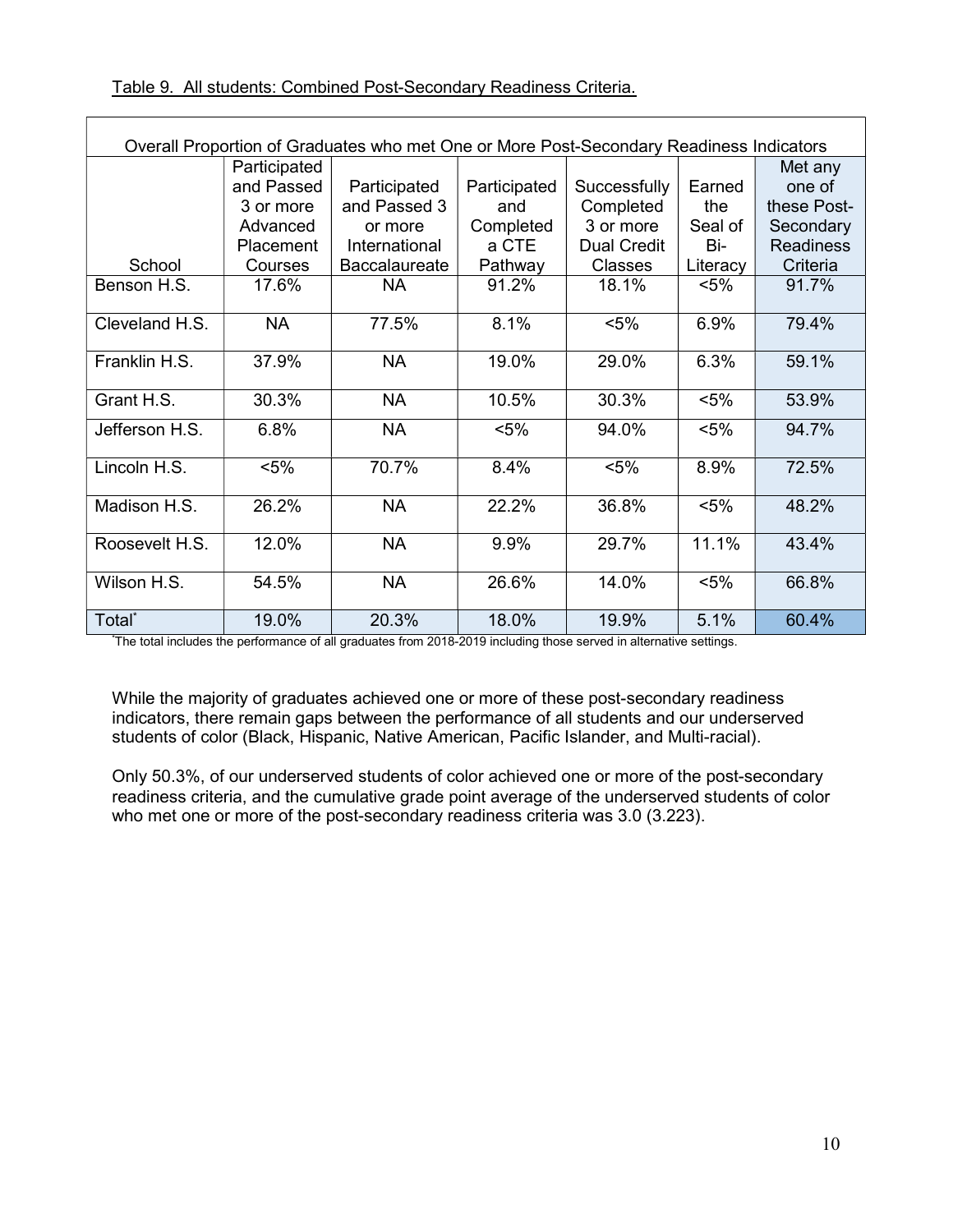Table 9. All students: Combined Post-Secondary Readiness Criteria.

| Overall Proportion of Graduates who met One or More Post-Secondary Readiness Indicators | | | | | | |
|---|---|---|---|---|---|---|
| School | Participated and Passed 3 or more Advanced Placement Courses | Participated and Passed 3 or more International Baccalaureate | Participated and Completed a CTE Pathway | Successfully Completed 3 or more Dual Credit Classes | Earned the Seal of Bi-Literacy | Met any one of these Post-Secondary Readiness Criteria |
| Benson H.S. | 17.6% | NA | 91.2% | 18.1% | <5% | 91.7% |
| Cleveland H.S. | NA | 77.5% | 8.1% | <5% | 6.9% | 79.4% |
| Franklin H.S. | 37.9% | NA | 19.0% | 29.0% | 6.3% | 59.1% |
| Grant H.S. | 30.3% | NA | 10.5% | 30.3% | <5% | 53.9% |
| Jefferson H.S. | 6.8% | NA | <5% | 94.0% | <5% | 94.7% |
| Lincoln H.S. | <5% | 70.7% | 8.4% | <5% | 8.9% | 72.5% |
| Madison H.S. | 26.2% | NA | 22.2% | 36.8% | <5% | 48.2% |
| Roosevelt H.S. | 12.0% | NA | 9.9% | 29.7% | 11.1% | 43.4% |
| Wilson H.S. | 54.5% | NA | 26.6% | 14.0% | <5% | 66.8% |
| Total* | 19.0% | 20.3% | 18.0% | 19.9% | 5.1% | 60.4% |

*The total includes the performance of all graduates from 2018-2019 including those served in alternative settings.

While the majority of graduates achieved one or more of these post-secondary readiness indicators, there remain gaps between the performance of all students and our underserved students of color (Black, Hispanic, Native American, Pacific Islander, and Multi-racial).

Only 50.3%, of our underserved students of color achieved one or more of the post-secondary readiness criteria, and the cumulative grade point average of the underserved students of color who met one or more of the post-secondary readiness criteria was 3.0 (3.223).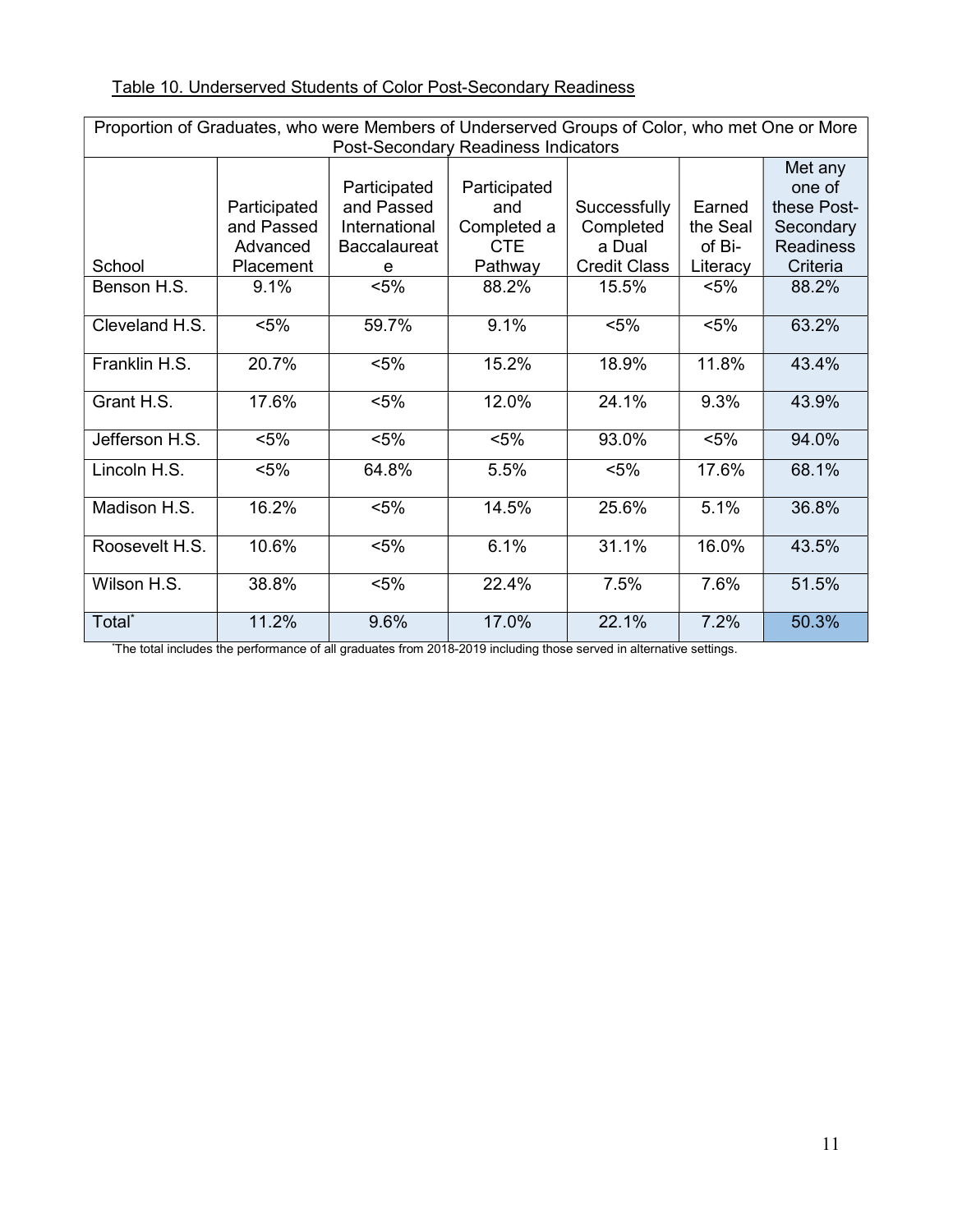Table 10. Underserved Students of Color Post-Secondary Readiness

| Proportion of Graduates, who were Members of Underserved Groups of Color, who met One or More Post-Secondary Readiness Indicators | | | | | | |
|---|---|---|---|---|---|---|
| School | Participated and Passed Advanced Placement | Participated and Passed International Baccalaureate | Participated and Completed a CTE Pathway | Successfully Completed a Dual Credit Class | Earned the Seal of Bi-Literacy | Met any one of these Post-Secondary Readiness Criteria |
| Benson H.S. | 9.1% | <5% | 88.2% | 15.5% | <5% | 88.2% |
| Cleveland H.S. | <5% | 59.7% | 9.1% | <5% | <5% | 63.2% |
| Franklin H.S. | 20.7% | <5% | 15.2% | 18.9% | 11.8% | 43.4% |
| Grant H.S. | 17.6% | <5% | 12.0% | 24.1% | 9.3% | 43.9% |
| Jefferson H.S. | <5% | <5% | <5% | 93.0% | <5% | 94.0% |
| Lincoln H.S. | <5% | 64.8% | 5.5% | <5% | 17.6% | 68.1% |
| Madison H.S. | 16.2% | <5% | 14.5% | 25.6% | 5.1% | 36.8% |
| Roosevelt H.S. | 10.6% | <5% | 6.1% | 31.1% | 16.0% | 43.5% |
| Wilson H.S. | 38.8% | <5% | 22.4% | 7.5% | 7.6% | 51.5% |
| Total* | 11.2% | 9.6% | 17.0% | 22.1% | 7.2% | 50.3% |

*The total includes the performance of all graduates from 2018-2019 including those served in alternative settings.